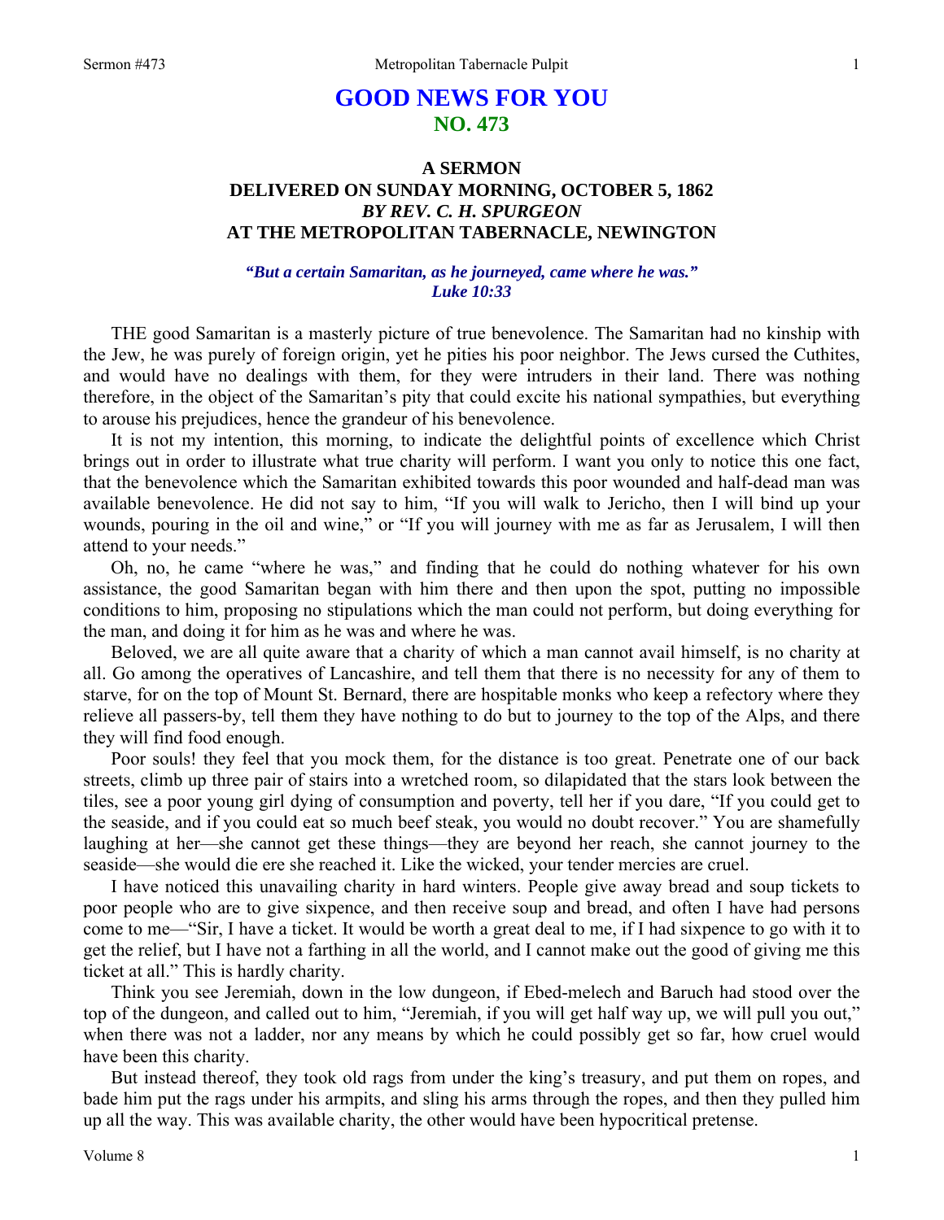# GOOD NEWS FOR YOU
## NO. 473

### A SERMON
### DELIVERED ON SUNDAY MORNING, OCTOBER 5, 1862
### *BY REV. C. H. SPURGEON*
### AT THE METROPOLITAN TABERNACLE, NEWINGTON

***"But a certain Samaritan, as he journeyed, came where he was."***
***Luke 10:33***

THE good Samaritan is a masterly picture of true benevolence. The Samaritan had no kinship with the Jew, he was purely of foreign origin, yet he pities his poor neighbor. The Jews cursed the Cuthites, and would have no dealings with them, for they were intruders in their land. There was nothing therefore, in the object of the Samaritan's pity that could excite his national sympathies, but everything to arouse his prejudices, hence the grandeur of his benevolence.

It is not my intention, this morning, to indicate the delightful points of excellence which Christ brings out in order to illustrate what true charity will perform. I want you only to notice this one fact, that the benevolence which the Samaritan exhibited towards this poor wounded and half-dead man was available benevolence. He did not say to him, "If you will walk to Jericho, then I will bind up your wounds, pouring in the oil and wine," or "If you will journey with me as far as Jerusalem, I will then attend to your needs."

Oh, no, he came "where he was," and finding that he could do nothing whatever for his own assistance, the good Samaritan began with him there and then upon the spot, putting no impossible conditions to him, proposing no stipulations which the man could not perform, but doing everything for the man, and doing it for him as he was and where he was.

Beloved, we are all quite aware that a charity of which a man cannot avail himself, is no charity at all. Go among the operatives of Lancashire, and tell them that there is no necessity for any of them to starve, for on the top of Mount St. Bernard, there are hospitable monks who keep a refectory where they relieve all passers-by, tell them they have nothing to do but to journey to the top of the Alps, and there they will find food enough.

Poor souls! they feel that you mock them, for the distance is too great. Penetrate one of our back streets, climb up three pair of stairs into a wretched room, so dilapidated that the stars look between the tiles, see a poor young girl dying of consumption and poverty, tell her if you dare, "If you could get to the seaside, and if you could eat so much beef steak, you would no doubt recover." You are shamefully laughing at her—she cannot get these things—they are beyond her reach, she cannot journey to the seaside—she would die ere she reached it. Like the wicked, your tender mercies are cruel.

I have noticed this unavailing charity in hard winters. People give away bread and soup tickets to poor people who are to give sixpence, and then receive soup and bread, and often I have had persons come to me—"Sir, I have a ticket. It would be worth a great deal to me, if I had sixpence to go with it to get the relief, but I have not a farthing in all the world, and I cannot make out the good of giving me this ticket at all." This is hardly charity.

Think you see Jeremiah, down in the low dungeon, if Ebed-melech and Baruch had stood over the top of the dungeon, and called out to him, "Jeremiah, if you will get half way up, we will pull you out," when there was not a ladder, nor any means by which he could possibly get so far, how cruel would have been this charity.

But instead thereof, they took old rags from under the king's treasury, and put them on ropes, and bade him put the rags under his armpits, and sling his arms through the ropes, and then they pulled him up all the way. This was available charity, the other would have been hypocritical pretense.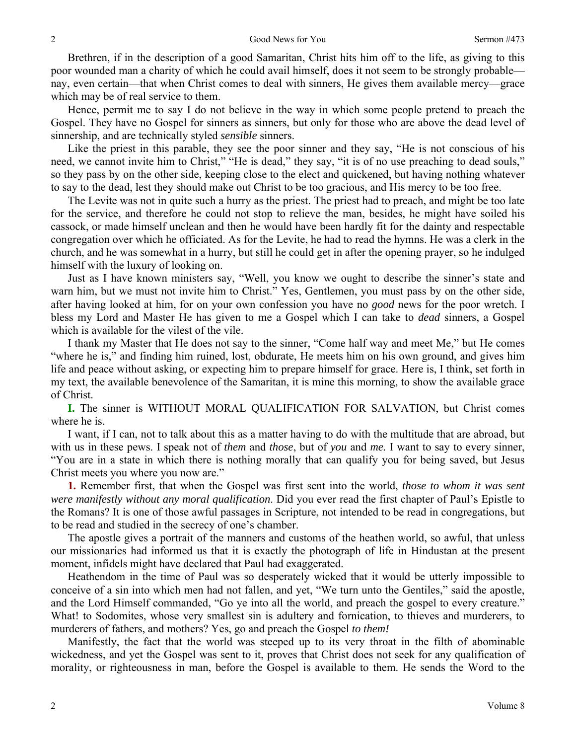Brethren, if in the description of a good Samaritan, Christ hits him off to the life, as giving to this poor wounded man a charity of which he could avail himself, does it not seem to be strongly probable—nay, even certain—that when Christ comes to deal with sinners, He gives them available mercy—grace which may be of real service to them.

Hence, permit me to say I do not believe in the way in which some people pretend to preach the Gospel. They have no Gospel for sinners as sinners, but only for those who are above the dead level of sinnership, and are technically styled *sensible* sinners.

Like the priest in this parable, they see the poor sinner and they say, "He is not conscious of his need, we cannot invite him to Christ," "He is dead," they say, "it is of no use preaching to dead souls," so they pass by on the other side, keeping close to the elect and quickened, but having nothing whatever to say to the dead, lest they should make out Christ to be too gracious, and His mercy to be too free.

The Levite was not in quite such a hurry as the priest. The priest had to preach, and might be too late for the service, and therefore he could not stop to relieve the man, besides, he might have soiled his cassock, or made himself unclean and then he would have been hardly fit for the dainty and respectable congregation over which he officiated. As for the Levite, he had to read the hymns. He was a clerk in the church, and he was somewhat in a hurry, but still he could get in after the opening prayer, so he indulged himself with the luxury of looking on.

Just as I have known ministers say, "Well, you know we ought to describe the sinner's state and warn him, but we must not invite him to Christ." Yes, Gentlemen, you must pass by on the other side, after having looked at him, for on your own confession you have no *good* news for the poor wretch. I bless my Lord and Master He has given to me a Gospel which I can take to *dead* sinners, a Gospel which is available for the vilest of the vile.

I thank my Master that He does not say to the sinner, "Come half way and meet Me," but He comes "where he is," and finding him ruined, lost, obdurate, He meets him on his own ground, and gives him life and peace without asking, or expecting him to prepare himself for grace. Here is, I think, set forth in my text, the available benevolence of the Samaritan, it is mine this morning, to show the available grace of Christ.

**I.** The sinner is WITHOUT MORAL QUALIFICATION FOR SALVATION, but Christ comes where he is.

I want, if I can, not to talk about this as a matter having to do with the multitude that are abroad, but with us in these pews. I speak not of *them* and *those*, but of *you* and *me.* I want to say to every sinner, "You are in a state in which there is nothing morally that can qualify you for being saved, but Jesus Christ meets you where you now are."

**1.** Remember first, that when the Gospel was first sent into the world, *those to whom it was sent were manifestly without any moral qualification*. Did you ever read the first chapter of Paul's Epistle to the Romans? It is one of those awful passages in Scripture, not intended to be read in congregations, but to be read and studied in the secrecy of one's chamber.

The apostle gives a portrait of the manners and customs of the heathen world, so awful, that unless our missionaries had informed us that it is exactly the photograph of life in Hindustan at the present moment, infidels might have declared that Paul had exaggerated.

Heathendom in the time of Paul was so desperately wicked that it would be utterly impossible to conceive of a sin into which men had not fallen, and yet, "We turn unto the Gentiles," said the apostle, and the Lord Himself commanded, "Go ye into all the world, and preach the gospel to every creature." What! to Sodomites, whose very smallest sin is adultery and fornication, to thieves and murderers, to murderers of fathers, and mothers? Yes, go and preach the Gospel *to them!*

Manifestly, the fact that the world was steeped up to its very throat in the filth of abominable wickedness, and yet the Gospel was sent to it, proves that Christ does not seek for any qualification of morality, or righteousness in man, before the Gospel is available to them. He sends the Word to the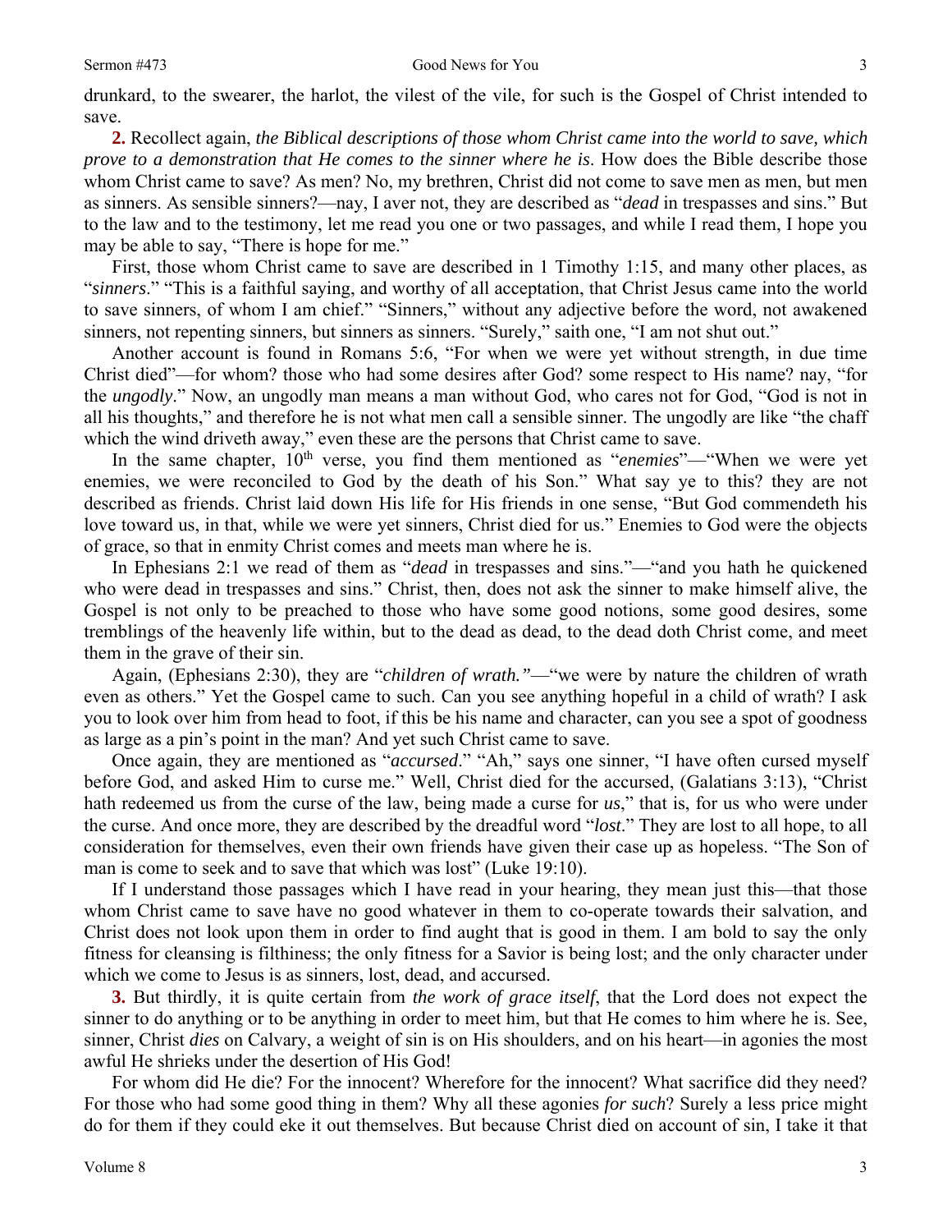drunkard, to the swearer, the harlot, the vilest of the vile, for such is the Gospel of Christ intended to save.

**2.** Recollect again, *the Biblical descriptions of those whom Christ came into the world to save, which prove to a demonstration that He comes to the sinner where he is*. How does the Bible describe those whom Christ came to save? As men? No, my brethren, Christ did not come to save men as men, but men as sinners. As sensible sinners?—nay, I aver not, they are described as "*dead* in trespasses and sins." But to the law and to the testimony, let me read you one or two passages, and while I read them, I hope you may be able to say, "There is hope for me."

First, those whom Christ came to save are described in 1 Timothy 1:15, and many other places, as "*sinners*." "This is a faithful saying, and worthy of all acceptation, that Christ Jesus came into the world to save sinners, of whom I am chief." "Sinners," without any adjective before the word, not awakened sinners, not repenting sinners, but sinners as sinners. "Surely," saith one, "I am not shut out."

Another account is found in Romans 5:6, "For when we were yet without strength, in due time Christ died"—for whom? those who had some desires after God? some respect to His name? nay, "for the *ungodly*." Now, an ungodly man means a man without God, who cares not for God, "God is not in all his thoughts," and therefore he is not what men call a sensible sinner. The ungodly are like "the chaff which the wind driveth away," even these are the persons that Christ came to save.

In the same chapter, 10th verse, you find them mentioned as "*enemies*"—"When we were yet enemies, we were reconciled to God by the death of his Son." What say ye to this? they are not described as friends. Christ laid down His life for His friends in one sense, "But God commendeth his love toward us, in that, while we were yet sinners, Christ died for us." Enemies to God were the objects of grace, so that in enmity Christ comes and meets man where he is.

In Ephesians 2:1 we read of them as "*dead* in trespasses and sins."—"and you hath he quickened who were dead in trespasses and sins." Christ, then, does not ask the sinner to make himself alive, the Gospel is not only to be preached to those who have some good notions, some good desires, some tremblings of the heavenly life within, but to the dead as dead, to the dead doth Christ come, and meet them in the grave of their sin.

Again, (Ephesians 2:30), they are "*children of wrath."*—"we were by nature the children of wrath even as others." Yet the Gospel came to such. Can you see anything hopeful in a child of wrath? I ask you to look over him from head to foot, if this be his name and character, can you see a spot of goodness as large as a pin's point in the man? And yet such Christ came to save.

Once again, they are mentioned as "*accursed*." "Ah," says one sinner, "I have often cursed myself before God, and asked Him to curse me." Well, Christ died for the accursed, (Galatians 3:13), "Christ hath redeemed us from the curse of the law, being made a curse for *us*," that is, for us who were under the curse. And once more, they are described by the dreadful word "*lost*." They are lost to all hope, to all consideration for themselves, even their own friends have given their case up as hopeless. "The Son of man is come to seek and to save that which was lost" (Luke 19:10).

If I understand those passages which I have read in your hearing, they mean just this—that those whom Christ came to save have no good whatever in them to co-operate towards their salvation, and Christ does not look upon them in order to find aught that is good in them. I am bold to say the only fitness for cleansing is filthiness; the only fitness for a Savior is being lost; and the only character under which we come to Jesus is as sinners, lost, dead, and accursed.

**3.** But thirdly, it is quite certain from *the work of grace itself*, that the Lord does not expect the sinner to do anything or to be anything in order to meet him, but that He comes to him where he is. See, sinner, Christ *dies* on Calvary, a weight of sin is on His shoulders, and on his heart—in agonies the most awful He shrieks under the desertion of His God!

For whom did He die? For the innocent? Wherefore for the innocent? What sacrifice did they need? For those who had some good thing in them? Why all these agonies *for such*? Surely a less price might do for them if they could eke it out themselves. But because Christ died on account of sin, I take it that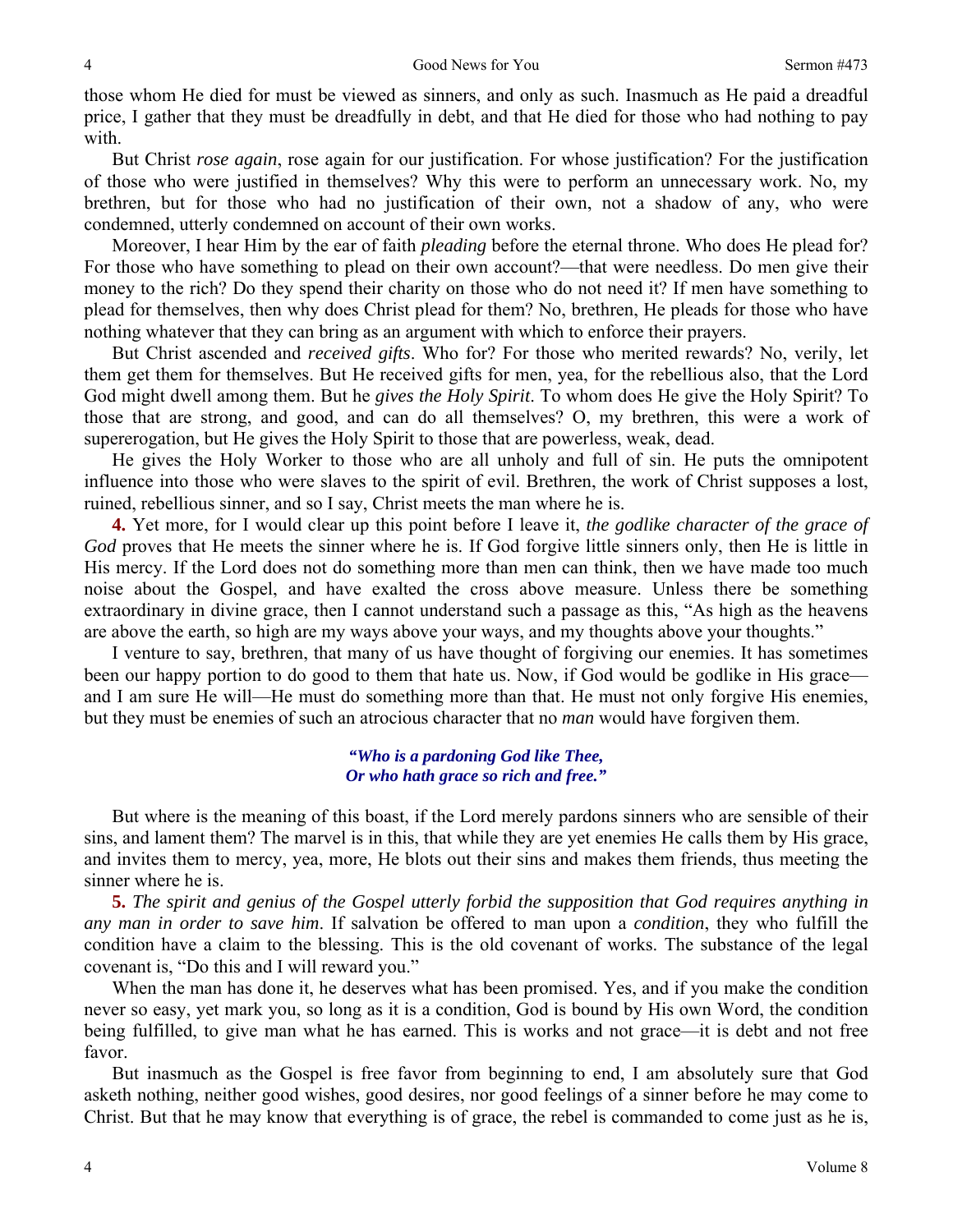those whom He died for must be viewed as sinners, and only as such. Inasmuch as He paid a dreadful price, I gather that they must be dreadfully in debt, and that He died for those who had nothing to pay with.

But Christ *rose again*, rose again for our justification. For whose justification? For the justification of those who were justified in themselves? Why this were to perform an unnecessary work. No, my brethren, but for those who had no justification of their own, not a shadow of any, who were condemned, utterly condemned on account of their own works.

Moreover, I hear Him by the ear of faith *pleading* before the eternal throne. Who does He plead for? For those who have something to plead on their own account?—that were needless. Do men give their money to the rich? Do they spend their charity on those who do not need it? If men have something to plead for themselves, then why does Christ plead for them? No, brethren, He pleads for those who have nothing whatever that they can bring as an argument with which to enforce their prayers.

But Christ ascended and *received gifts*. Who for? For those who merited rewards? No, verily, let them get them for themselves. But He received gifts for men, yea, for the rebellious also, that the Lord God might dwell among them. But he *gives the Holy Spirit*. To whom does He give the Holy Spirit? To those that are strong, and good, and can do all themselves? O, my brethren, this were a work of supererogation, but He gives the Holy Spirit to those that are powerless, weak, dead.

He gives the Holy Worker to those who are all unholy and full of sin. He puts the omnipotent influence into those who were slaves to the spirit of evil. Brethren, the work of Christ supposes a lost, ruined, rebellious sinner, and so I say, Christ meets the man where he is.

**4.** Yet more, for I would clear up this point before I leave it, *the godlike character of the grace of God* proves that He meets the sinner where he is. If God forgive little sinners only, then He is little in His mercy. If the Lord does not do something more than men can think, then we have made too much noise about the Gospel, and have exalted the cross above measure. Unless there be something extraordinary in divine grace, then I cannot understand such a passage as this, "As high as the heavens are above the earth, so high are my ways above your ways, and my thoughts above your thoughts."

I venture to say, brethren, that many of us have thought of forgiving our enemies. It has sometimes been our happy portion to do good to them that hate us. Now, if God would be godlike in His grace—and I am sure He will—He must do something more than that. He must not only forgive His enemies, but they must be enemies of such an atrocious character that no *man* would have forgiven them.

> ***"Who is a pardoning God like Thee,***
> ***Or who hath grace so rich and free."***

But where is the meaning of this boast, if the Lord merely pardons sinners who are sensible of their sins, and lament them? The marvel is in this, that while they are yet enemies He calls them by His grace, and invites them to mercy, yea, more, He blots out their sins and makes them friends, thus meeting the sinner where he is.

**5.** *The spirit and genius of the Gospel utterly forbid the supposition that God requires anything in any man in order to save him*. If salvation be offered to man upon a *condition*, they who fulfill the condition have a claim to the blessing. This is the old covenant of works. The substance of the legal covenant is, "Do this and I will reward you."

When the man has done it, he deserves what has been promised. Yes, and if you make the condition never so easy, yet mark you, so long as it is a condition, God is bound by His own Word, the condition being fulfilled, to give man what he has earned. This is works and not grace—it is debt and not free favor.

But inasmuch as the Gospel is free favor from beginning to end, I am absolutely sure that God asketh nothing, neither good wishes, good desires, nor good feelings of a sinner before he may come to Christ. But that he may know that everything is of grace, the rebel is commanded to come just as he is,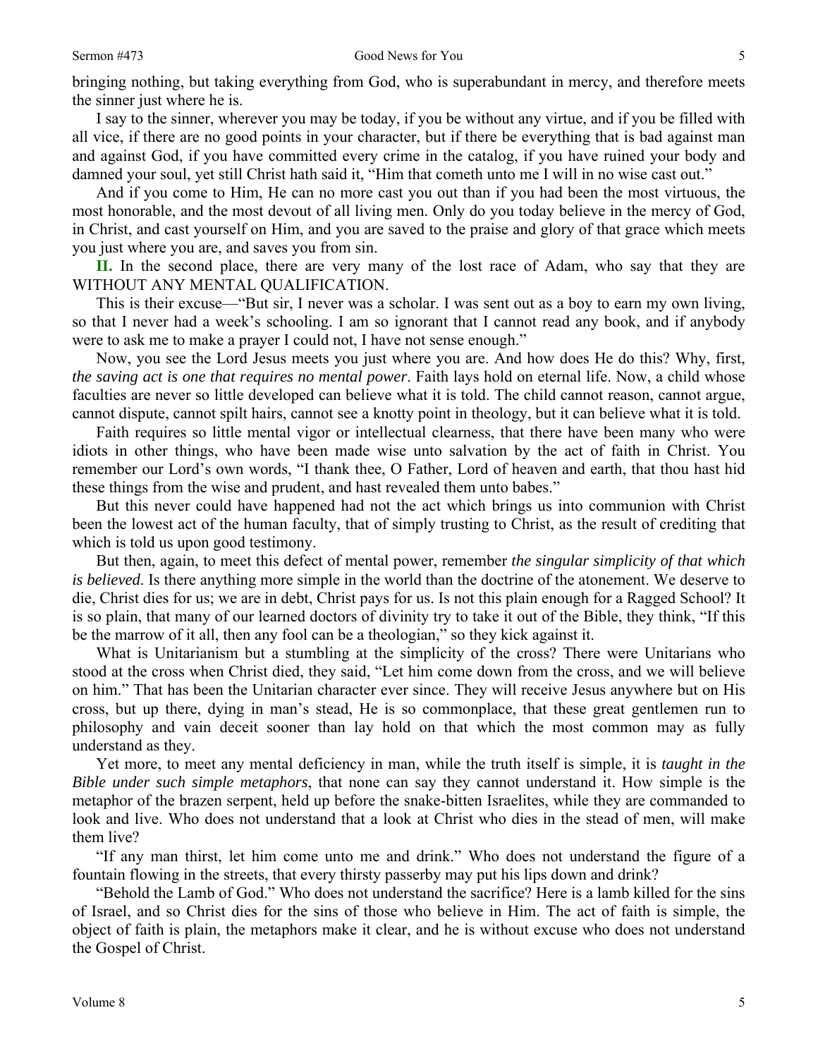bringing nothing, but taking everything from God, who is superabundant in mercy, and therefore meets the sinner just where he is.

I say to the sinner, wherever you may be today, if you be without any virtue, and if you be filled with all vice, if there are no good points in your character, but if there be everything that is bad against man and against God, if you have committed every crime in the catalog, if you have ruined your body and damned your soul, yet still Christ hath said it, "Him that cometh unto me I will in no wise cast out."

And if you come to Him, He can no more cast you out than if you had been the most virtuous, the most honorable, and the most devout of all living men. Only do you today believe in the mercy of God, in Christ, and cast yourself on Him, and you are saved to the praise and glory of that grace which meets you just where you are, and saves you from sin.

**II.** In the second place, there are very many of the lost race of Adam, who say that they are WITHOUT ANY MENTAL QUALIFICATION.

This is their excuse—"But sir, I never was a scholar. I was sent out as a boy to earn my own living, so that I never had a week's schooling. I am so ignorant that I cannot read any book, and if anybody were to ask me to make a prayer I could not, I have not sense enough."

Now, you see the Lord Jesus meets you just where you are. And how does He do this? Why, first, *the saving act is one that requires no mental power*. Faith lays hold on eternal life. Now, a child whose faculties are never so little developed can believe what it is told. The child cannot reason, cannot argue, cannot dispute, cannot spilt hairs, cannot see a knotty point in theology, but it can believe what it is told.

Faith requires so little mental vigor or intellectual clearness, that there have been many who were idiots in other things, who have been made wise unto salvation by the act of faith in Christ. You remember our Lord's own words, "I thank thee, O Father, Lord of heaven and earth, that thou hast hid these things from the wise and prudent, and hast revealed them unto babes."

But this never could have happened had not the act which brings us into communion with Christ been the lowest act of the human faculty, that of simply trusting to Christ, as the result of crediting that which is told us upon good testimony.

But then, again, to meet this defect of mental power, remember *the singular simplicity of that which is believed*. Is there anything more simple in the world than the doctrine of the atonement. We deserve to die, Christ dies for us; we are in debt, Christ pays for us. Is not this plain enough for a Ragged School? It is so plain, that many of our learned doctors of divinity try to take it out of the Bible, they think, "If this be the marrow of it all, then any fool can be a theologian," so they kick against it.

What is Unitarianism but a stumbling at the simplicity of the cross? There were Unitarians who stood at the cross when Christ died, they said, "Let him come down from the cross, and we will believe on him." That has been the Unitarian character ever since. They will receive Jesus anywhere but on His cross, but up there, dying in man's stead, He is so commonplace, that these great gentlemen run to philosophy and vain deceit sooner than lay hold on that which the most common may as fully understand as they.

Yet more, to meet any mental deficiency in man, while the truth itself is simple, it is *taught in the Bible under such simple metaphors*, that none can say they cannot understand it. How simple is the metaphor of the brazen serpent, held up before the snake-bitten Israelites, while they are commanded to look and live. Who does not understand that a look at Christ who dies in the stead of men, will make them live?

"If any man thirst, let him come unto me and drink." Who does not understand the figure of a fountain flowing in the streets, that every thirsty passerby may put his lips down and drink?

"Behold the Lamb of God." Who does not understand the sacrifice? Here is a lamb killed for the sins of Israel, and so Christ dies for the sins of those who believe in Him. The act of faith is simple, the object of faith is plain, the metaphors make it clear, and he is without excuse who does not understand the Gospel of Christ.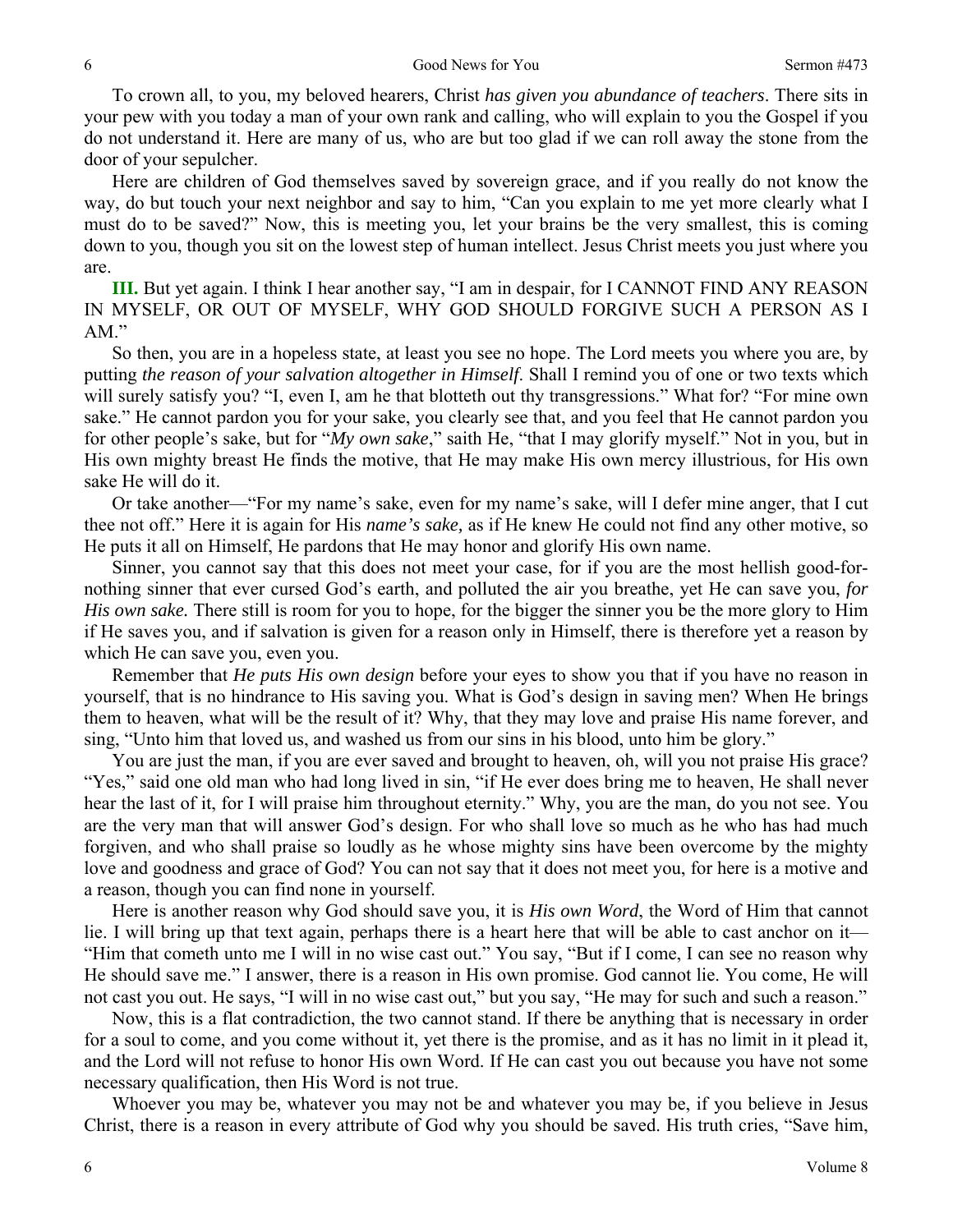To crown all, to you, my beloved hearers, Christ *has given you abundance of teachers*. There sits in your pew with you today a man of your own rank and calling, who will explain to you the Gospel if you do not understand it. Here are many of us, who are but too glad if we can roll away the stone from the door of your sepulcher.

Here are children of God themselves saved by sovereign grace, and if you really do not know the way, do but touch your next neighbor and say to him, "Can you explain to me yet more clearly what I must do to be saved?" Now, this is meeting you, let your brains be the very smallest, this is coming down to you, though you sit on the lowest step of human intellect. Jesus Christ meets you just where you are.

**III.** But yet again. I think I hear another say, "I am in despair, for I CANNOT FIND ANY REASON IN MYSELF, OR OUT OF MYSELF, WHY GOD SHOULD FORGIVE SUCH A PERSON AS I AM."

So then, you are in a hopeless state, at least you see no hope. The Lord meets you where you are, by putting *the reason of your salvation altogether in Himself*. Shall I remind you of one or two texts which will surely satisfy you? "I, even I, am he that blotteth out thy transgressions." What for? "For mine own sake." He cannot pardon you for your sake, you clearly see that, and you feel that He cannot pardon you for other people's sake, but for "*My own sake*," saith He, "that I may glorify myself." Not in you, but in His own mighty breast He finds the motive, that He may make His own mercy illustrious, for His own sake He will do it.

Or take another—"For my name's sake, even for my name's sake, will I defer mine anger, that I cut thee not off." Here it is again for His *name's sake,* as if He knew He could not find any other motive, so He puts it all on Himself, He pardons that He may honor and glorify His own name.

Sinner, you cannot say that this does not meet your case, for if you are the most hellish good-for-nothing sinner that ever cursed God's earth, and polluted the air you breathe, yet He can save you, *for His own sake.* There still is room for you to hope, for the bigger the sinner you be the more glory to Him if He saves you, and if salvation is given for a reason only in Himself, there is therefore yet a reason by which He can save you, even you.

Remember that *He puts His own design* before your eyes to show you that if you have no reason in yourself, that is no hindrance to His saving you. What is God's design in saving men? When He brings them to heaven, what will be the result of it? Why, that they may love and praise His name forever, and sing, "Unto him that loved us, and washed us from our sins in his blood, unto him be glory."

You are just the man, if you are ever saved and brought to heaven, oh, will you not praise His grace? "Yes," said one old man who had long lived in sin, "if He ever does bring me to heaven, He shall never hear the last of it, for I will praise him throughout eternity." Why, you are the man, do you not see. You are the very man that will answer God's design. For who shall love so much as he who has had much forgiven, and who shall praise so loudly as he whose mighty sins have been overcome by the mighty love and goodness and grace of God? You can not say that it does not meet you, for here is a motive and a reason, though you can find none in yourself.

Here is another reason why God should save you, it is *His own Word*, the Word of Him that cannot lie. I will bring up that text again, perhaps there is a heart here that will be able to cast anchor on it—"Him that cometh unto me I will in no wise cast out." You say, "But if I come, I can see no reason why He should save me." I answer, there is a reason in His own promise. God cannot lie. You come, He will not cast you out. He says, "I will in no wise cast out," but you say, "He may for such and such a reason."

Now, this is a flat contradiction, the two cannot stand. If there be anything that is necessary in order for a soul to come, and you come without it, yet there is the promise, and as it has no limit in it plead it, and the Lord will not refuse to honor His own Word. If He can cast you out because you have not some necessary qualification, then His Word is not true.

Whoever you may be, whatever you may not be and whatever you may be, if you believe in Jesus Christ, there is a reason in every attribute of God why you should be saved. His truth cries, "Save him,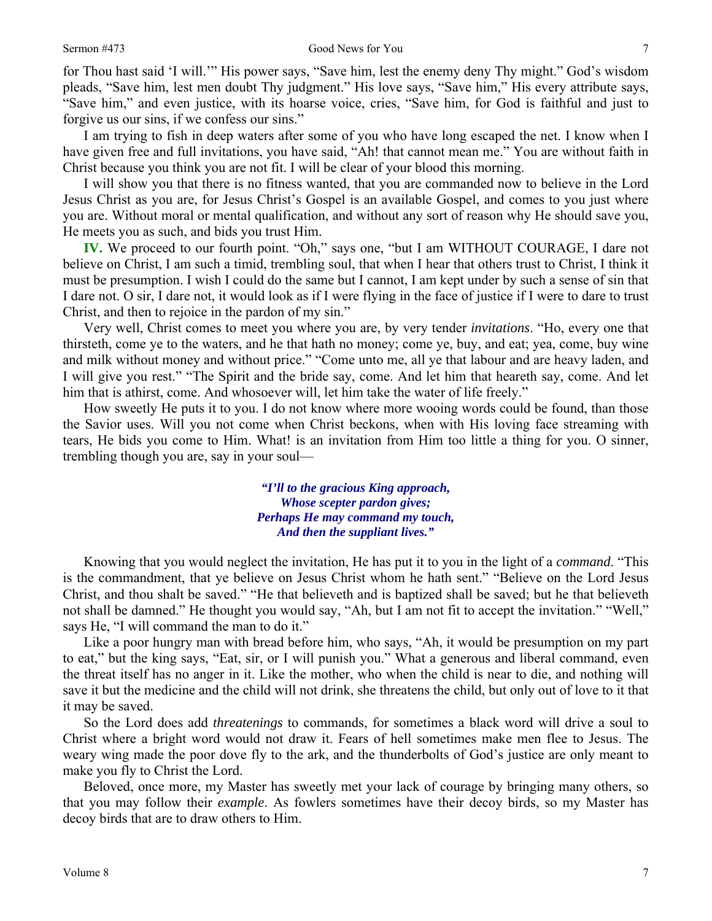for Thou hast said 'I will.'" His power says, "Save him, lest the enemy deny Thy might." God's wisdom pleads, "Save him, lest men doubt Thy judgment." His love says, "Save him," His every attribute says, "Save him," and even justice, with its hoarse voice, cries, "Save him, for God is faithful and just to forgive us our sins, if we confess our sins."

I am trying to fish in deep waters after some of you who have long escaped the net. I know when I have given free and full invitations, you have said, "Ah! that cannot mean me." You are without faith in Christ because you think you are not fit. I will be clear of your blood this morning.

I will show you that there is no fitness wanted, that you are commanded now to believe in the Lord Jesus Christ as you are, for Jesus Christ's Gospel is an available Gospel, and comes to you just where you are. Without moral or mental qualification, and without any sort of reason why He should save you, He meets you as such, and bids you trust Him.

**IV.** We proceed to our fourth point. "Oh," says one, "but I am WITHOUT COURAGE, I dare not believe on Christ, I am such a timid, trembling soul, that when I hear that others trust to Christ, I think it must be presumption. I wish I could do the same but I cannot, I am kept under by such a sense of sin that I dare not. O sir, I dare not, it would look as if I were flying in the face of justice if I were to dare to trust Christ, and then to rejoice in the pardon of my sin."

Very well, Christ comes to meet you where you are, by very tender *invitations*. "Ho, every one that thirsteth, come ye to the waters, and he that hath no money; come ye, buy, and eat; yea, come, buy wine and milk without money and without price." "Come unto me, all ye that labour and are heavy laden, and I will give you rest." "The Spirit and the bride say, come. And let him that heareth say, come. And let him that is athirst, come. And whosoever will, let him take the water of life freely."

How sweetly He puts it to you. I do not know where more wooing words could be found, than those the Savior uses. Will you not come when Christ beckons, when with His loving face streaming with tears, He bids you come to Him. What! is an invitation from Him too little a thing for you. O sinner, trembling though you are, say in your soul—

> ***"I'll to the gracious King approach,***
> ***Whose scepter pardon gives;***
> ***Perhaps He may command my touch,***
> ***And then the suppliant lives."***

Knowing that you would neglect the invitation, He has put it to you in the light of a *command*. "This is the commandment, that ye believe on Jesus Christ whom he hath sent." "Believe on the Lord Jesus Christ, and thou shalt be saved." "He that believeth and is baptized shall be saved; but he that believeth not shall be damned." He thought you would say, "Ah, but I am not fit to accept the invitation." "Well," says He, "I will command the man to do it."

Like a poor hungry man with bread before him, who says, "Ah, it would be presumption on my part to eat," but the king says, "Eat, sir, or I will punish you." What a generous and liberal command, even the threat itself has no anger in it. Like the mother, who when the child is near to die, and nothing will save it but the medicine and the child will not drink, she threatens the child, but only out of love to it that it may be saved.

So the Lord does add *threatenings* to commands, for sometimes a black word will drive a soul to Christ where a bright word would not draw it. Fears of hell sometimes make men flee to Jesus. The weary wing made the poor dove fly to the ark, and the thunderbolts of God's justice are only meant to make you fly to Christ the Lord.

Beloved, once more, my Master has sweetly met your lack of courage by bringing many others, so that you may follow their *example*. As fowlers sometimes have their decoy birds, so my Master has decoy birds that are to draw others to Him.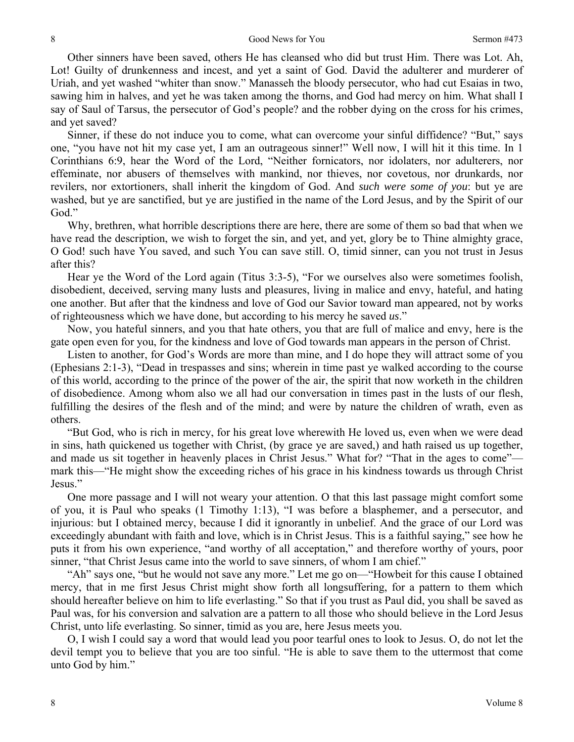Other sinners have been saved, others He has cleansed who did but trust Him. There was Lot. Ah, Lot! Guilty of drunkenness and incest, and yet a saint of God. David the adulterer and murderer of Uriah, and yet washed "whiter than snow." Manasseh the bloody persecutor, who had cut Esaias in two, sawing him in halves, and yet he was taken among the thorns, and God had mercy on him. What shall I say of Saul of Tarsus, the persecutor of God's people? and the robber dying on the cross for his crimes, and yet saved?

Sinner, if these do not induce you to come, what can overcome your sinful diffidence? "But," says one, "you have not hit my case yet, I am an outrageous sinner!" Well now, I will hit it this time. In 1 Corinthians 6:9, hear the Word of the Lord, "Neither fornicators, nor idolaters, nor adulterers, nor effeminate, nor abusers of themselves with mankind, nor thieves, nor covetous, nor drunkards, nor revilers, nor extortioners, shall inherit the kingdom of God. And *such were some of you*: but ye are washed, but ye are sanctified, but ye are justified in the name of the Lord Jesus, and by the Spirit of our God."

Why, brethren, what horrible descriptions there are here, there are some of them so bad that when we have read the description, we wish to forget the sin, and yet, and yet, glory be to Thine almighty grace, O God! such have You saved, and such You can save still. O, timid sinner, can you not trust in Jesus after this?

Hear ye the Word of the Lord again (Titus 3:3-5), "For we ourselves also were sometimes foolish, disobedient, deceived, serving many lusts and pleasures, living in malice and envy, hateful, and hating one another. But after that the kindness and love of God our Savior toward man appeared, not by works of righteousness which we have done, but according to his mercy he saved *us*."

Now, you hateful sinners, and you that hate others, you that are full of malice and envy, here is the gate open even for you, for the kindness and love of God towards man appears in the person of Christ.

Listen to another, for God's Words are more than mine, and I do hope they will attract some of you (Ephesians 2:1-3), "Dead in trespasses and sins; wherein in time past ye walked according to the course of this world, according to the prince of the power of the air, the spirit that now worketh in the children of disobedience. Among whom also we all had our conversation in times past in the lusts of our flesh, fulfilling the desires of the flesh and of the mind; and were by nature the children of wrath, even as others.

"But God, who is rich in mercy, for his great love wherewith He loved us, even when we were dead in sins, hath quickened us together with Christ, (by grace ye are saved,) and hath raised us up together, and made us sit together in heavenly places in Christ Jesus." What for? "That in the ages to come"—mark this—"He might show the exceeding riches of his grace in his kindness towards us through Christ Jesus."

One more passage and I will not weary your attention. O that this last passage might comfort some of you, it is Paul who speaks (1 Timothy 1:13), "I was before a blasphemer, and a persecutor, and injurious: but I obtained mercy, because I did it ignorantly in unbelief. And the grace of our Lord was exceedingly abundant with faith and love, which is in Christ Jesus. This is a faithful saying," see how he puts it from his own experience, "and worthy of all acceptation," and therefore worthy of yours, poor sinner, "that Christ Jesus came into the world to save sinners, of whom I am chief."

"Ah" says one, "but he would not save any more." Let me go on—"Howbeit for this cause I obtained mercy, that in me first Jesus Christ might show forth all longsuffering, for a pattern to them which should hereafter believe on him to life everlasting." So that if you trust as Paul did, you shall be saved as Paul was, for his conversion and salvation are a pattern to all those who should believe in the Lord Jesus Christ, unto life everlasting. So sinner, timid as you are, here Jesus meets you.

O, I wish I could say a word that would lead you poor tearful ones to look to Jesus. O, do not let the devil tempt you to believe that you are too sinful. "He is able to save them to the uttermost that come unto God by him."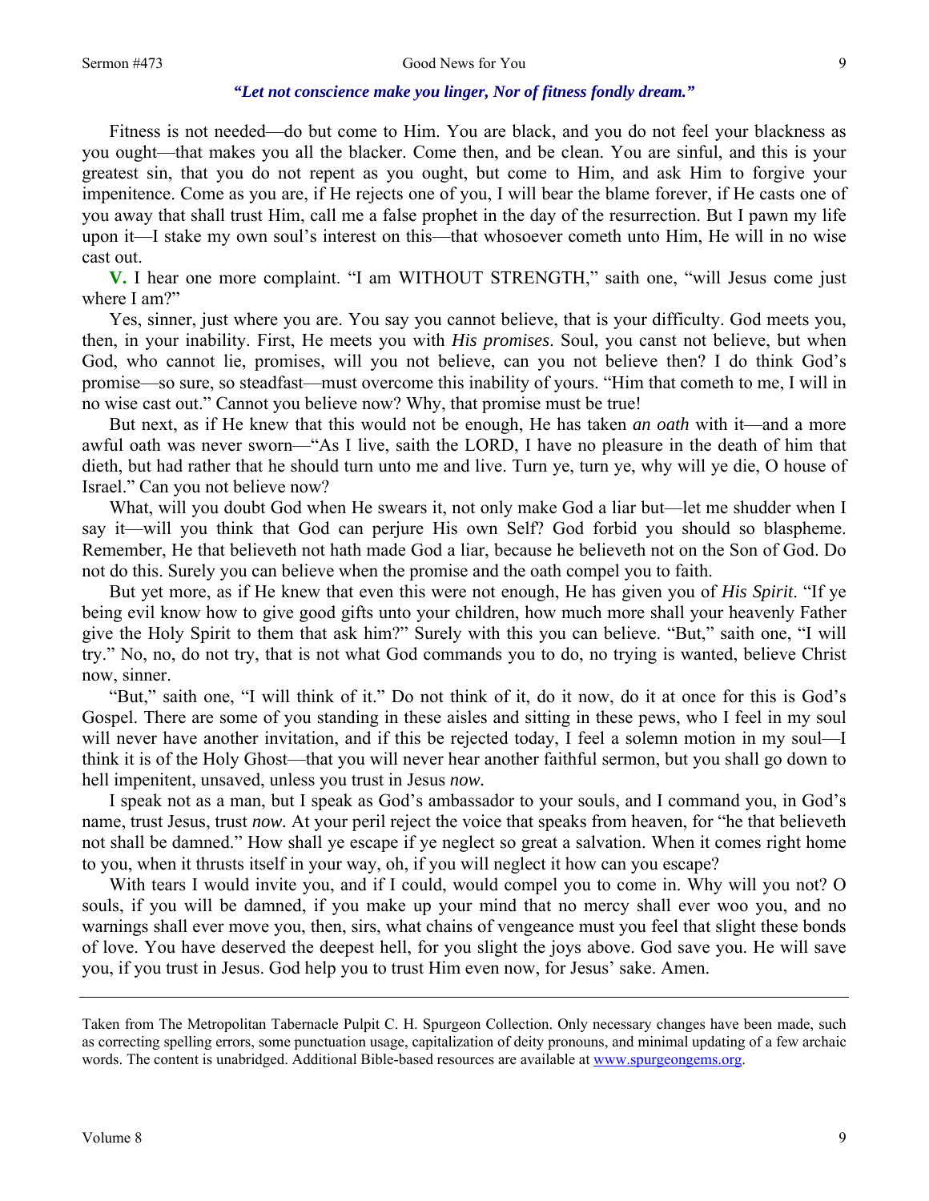***"Let not conscience make you linger, Nor of fitness fondly dream."***

Fitness is not needed—do but come to Him. You are black, and you do not feel your blackness as you ought—that makes you all the blacker. Come then, and be clean. You are sinful, and this is your greatest sin, that you do not repent as you ought, but come to Him, and ask Him to forgive your impenitence. Come as you are, if He rejects one of you, I will bear the blame forever, if He casts one of you away that shall trust Him, call me a false prophet in the day of the resurrection. But I pawn my life upon it—I stake my own soul's interest on this—that whosoever cometh unto Him, He will in no wise cast out.

**V.** I hear one more complaint. "I am WITHOUT STRENGTH," saith one, "will Jesus come just where I am?"

Yes, sinner, just where you are. You say you cannot believe, that is your difficulty. God meets you, then, in your inability. First, He meets you with *His promises*. Soul, you canst not believe, but when God, who cannot lie, promises, will you not believe, can you not believe then? I do think God's promise—so sure, so steadfast—must overcome this inability of yours. "Him that cometh to me, I will in no wise cast out." Cannot you believe now? Why, that promise must be true!

But next, as if He knew that this would not be enough, He has taken *an oath* with it—and a more awful oath was never sworn—"As I live, saith the LORD, I have no pleasure in the death of him that dieth, but had rather that he should turn unto me and live. Turn ye, turn ye, why will ye die, O house of Israel." Can you not believe now?

What, will you doubt God when He swears it, not only make God a liar but—let me shudder when I say it—will you think that God can perjure His own Self? God forbid you should so blaspheme. Remember, He that believeth not hath made God a liar, because he believeth not on the Son of God. Do not do this. Surely you can believe when the promise and the oath compel you to faith.

But yet more, as if He knew that even this were not enough, He has given you of *His Spirit*. "If ye being evil know how to give good gifts unto your children, how much more shall your heavenly Father give the Holy Spirit to them that ask him?" Surely with this you can believe. "But," saith one, "I will try." No, no, do not try, that is not what God commands you to do, no trying is wanted, believe Christ now, sinner.

"But," saith one, "I will think of it." Do not think of it, do it now, do it at once for this is God's Gospel. There are some of you standing in these aisles and sitting in these pews, who I feel in my soul will never have another invitation, and if this be rejected today, I feel a solemn motion in my soul—I think it is of the Holy Ghost—that you will never hear another faithful sermon, but you shall go down to hell impenitent, unsaved, unless you trust in Jesus *now.*

I speak not as a man, but I speak as God's ambassador to your souls, and I command you, in God's name, trust Jesus, trust *now.* At your peril reject the voice that speaks from heaven, for "he that believeth not shall be damned." How shall ye escape if ye neglect so great a salvation. When it comes right home to you, when it thrusts itself in your way, oh, if you will neglect it how can you escape?

With tears I would invite you, and if I could, would compel you to come in. Why will you not? O souls, if you will be damned, if you make up your mind that no mercy shall ever woo you, and no warnings shall ever move you, then, sirs, what chains of vengeance must you feel that slight these bonds of love. You have deserved the deepest hell, for you slight the joys above. God save you. He will save you, if you trust in Jesus. God help you to trust Him even now, for Jesus' sake. Amen.

---

Taken from The Metropolitan Tabernacle Pulpit C. H. Spurgeon Collection. Only necessary changes have been made, such as correcting spelling errors, some punctuation usage, capitalization of deity pronouns, and minimal updating of a few archaic words. The content is unabridged. Additional Bible-based resources are available at [www.spurgeongems.org](http://www.spurgeongems.org).